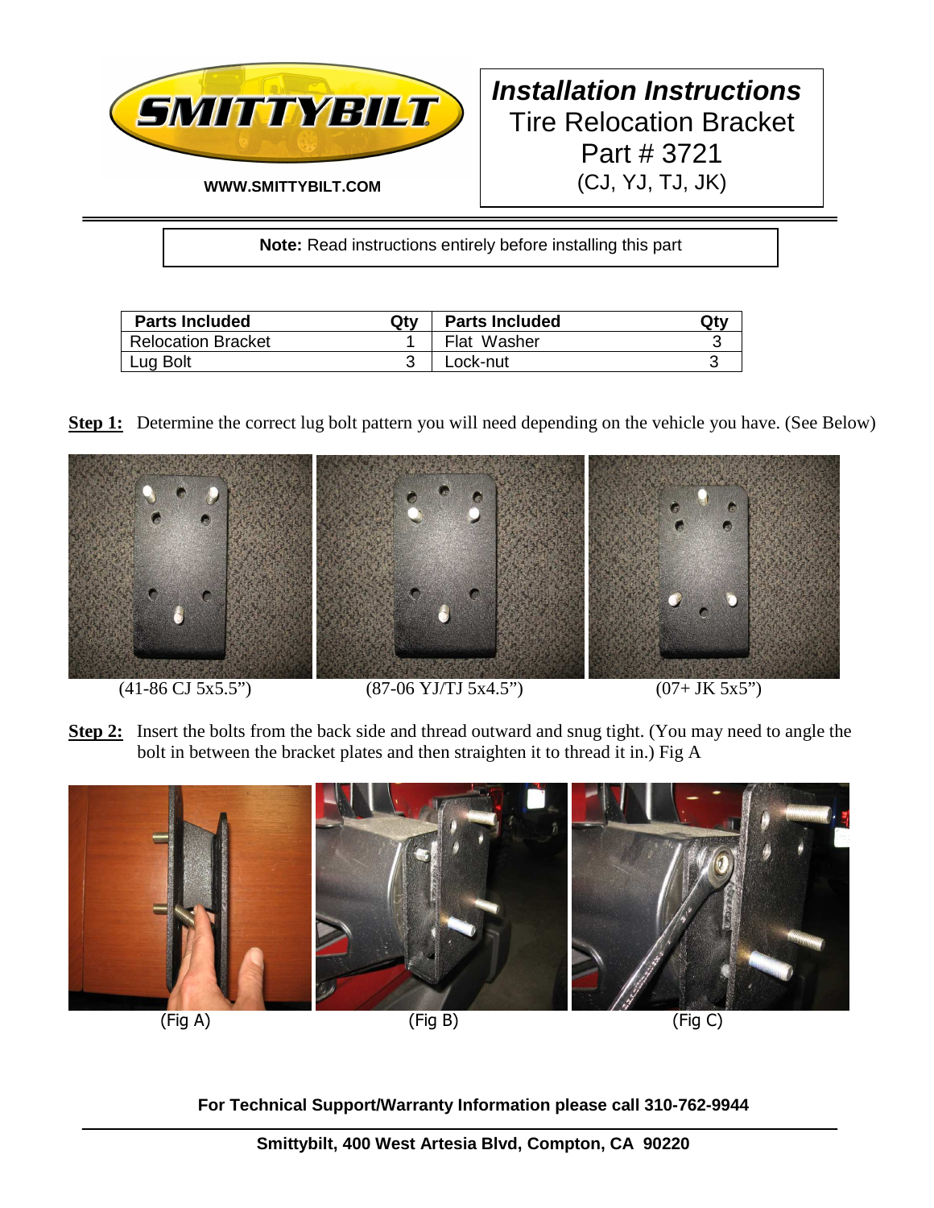WWW.SMITTYBILT.COM

# *Installation Instructions*

## Tire Relocation Bracket
## Part # 3721
## (CJ, YJ, TJ, JK)

**Note:** Read instructions entirely before installing this part

| Parts Included | Qty | Parts Included | Qty |
|---|---|---|---|
| Relocation Bracket | 1 | Flat Washer | 3 |
| Lug Bolt | 3 | Lock-nut | 3 |

**Step 1:** Determine the correct lug bolt pattern you will need depending on the vehicle you have. (See Below)

(41-86 CJ 5x5.5")

(87-06 YJ/TJ 5x4.5")

(07+ JK 5x5")

**Step 2:** Insert the bolts from the back side and thread outward and snug tight. (You may need to angle the bolt in between the bracket plates and then straighten it to thread it in.) Fig A

(Fig A)

(Fig B)

(Fig C)

**For Technical Support/Warranty Information please call 310-762-9944**

**Smittybilt, 400 West Artesia Blvd, Compton, CA 90220**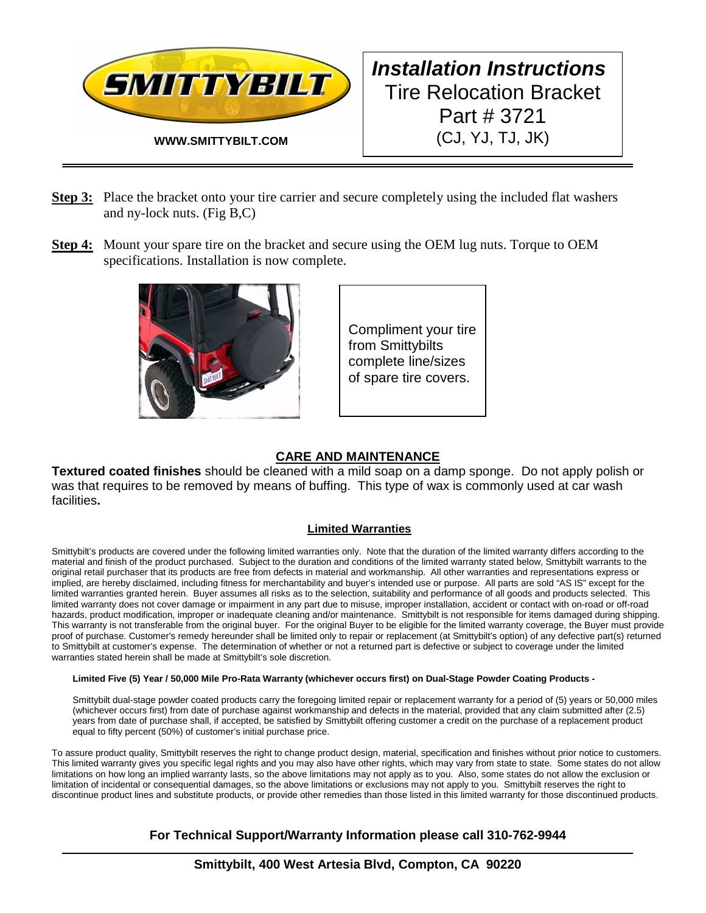**SMITTYBILT**

WWW.SMITTYBILT.COM

***Installation Instructions***
Tire Relocation Bracket
Part # 3721
(CJ, YJ, TJ, JK)

**Step 3:** Place the bracket onto your tire carrier and secure completely using the included flat washers and ny-lock nuts. (Fig B,C)

**Step 4:** Mount your spare tire on the bracket and secure using the OEM lug nuts. Torque to OEM specifications. Installation is now complete.

Compliment your tire from Smittybilts complete line/sizes of spare tire covers.

## CARE AND MAINTENANCE

**Textured coated finishes** should be cleaned with a mild soap on a damp sponge. Do not apply polish or was that requires to be removed by means of buffing. This type of wax is commonly used at car wash facilities**.**

### Limited Warranties

Smittybilt's products are covered under the following limited warranties only. Note that the duration of the limited warranty differs according to the material and finish of the product purchased. Subject to the duration and conditions of the limited warranty stated below, Smittybilt warrants to the original retail purchaser that its products are free from defects in material and workmanship. All other warranties and representations express or implied, are hereby disclaimed, including fitness for merchantability and buyer's intended use or purpose. All parts are sold "AS IS" except for the limited warranties granted herein. Buyer assumes all risks as to the selection, suitability and performance of all goods and products selected. This limited warranty does not cover damage or impairment in any part due to misuse, improper installation, accident or contact with on-road or off-road hazards, product modification, improper or inadequate cleaning and/or maintenance. Smittybilt is not responsible for items damaged during shipping. This warranty is not transferable from the original buyer. For the original Buyer to be eligible for the limited warranty coverage, the Buyer must provide proof of purchase. Customer's remedy hereunder shall be limited only to repair or replacement (at Smittybilt's option) of any defective part(s) returned to Smittybilt at customer's expense. The determination of whether or not a returned part is defective or subject to coverage under the limited warranties stated herein shall be made at Smittybilt's sole discretion.

**Limited Five (5) Year / 50,000 Mile Pro-Rata Warranty (whichever occurs first) on Dual-Stage Powder Coating Products -**

Smittybilt dual-stage powder coated products carry the foregoing limited repair or replacement warranty for a period of (5) years or 50,000 miles (whichever occurs first) from date of purchase against workmanship and defects in the material, provided that any claim submitted after (2.5) years from date of purchase shall, if accepted, be satisfied by Smittybilt offering customer a credit on the purchase of a replacement product equal to fifty percent (50%) of customer's initial purchase price.

To assure product quality, Smittybilt reserves the right to change product design, material, specification and finishes without prior notice to customers. This limited warranty gives you specific legal rights and you may also have other rights, which may vary from state to state. Some states do not allow limitations on how long an implied warranty lasts, so the above limitations may not apply as to you. Also, some states do not allow the exclusion or limitation of incidental or consequential damages, so the above limitations or exclusions may not apply to you. Smittybilt reserves the right to discontinue product lines and substitute products, or provide other remedies than those listed in this limited warranty for those discontinued products.

**For Technical Support/Warranty Information please call 310-762-9944**

**Smittybilt, 400 West Artesia Blvd, Compton, CA 90220**